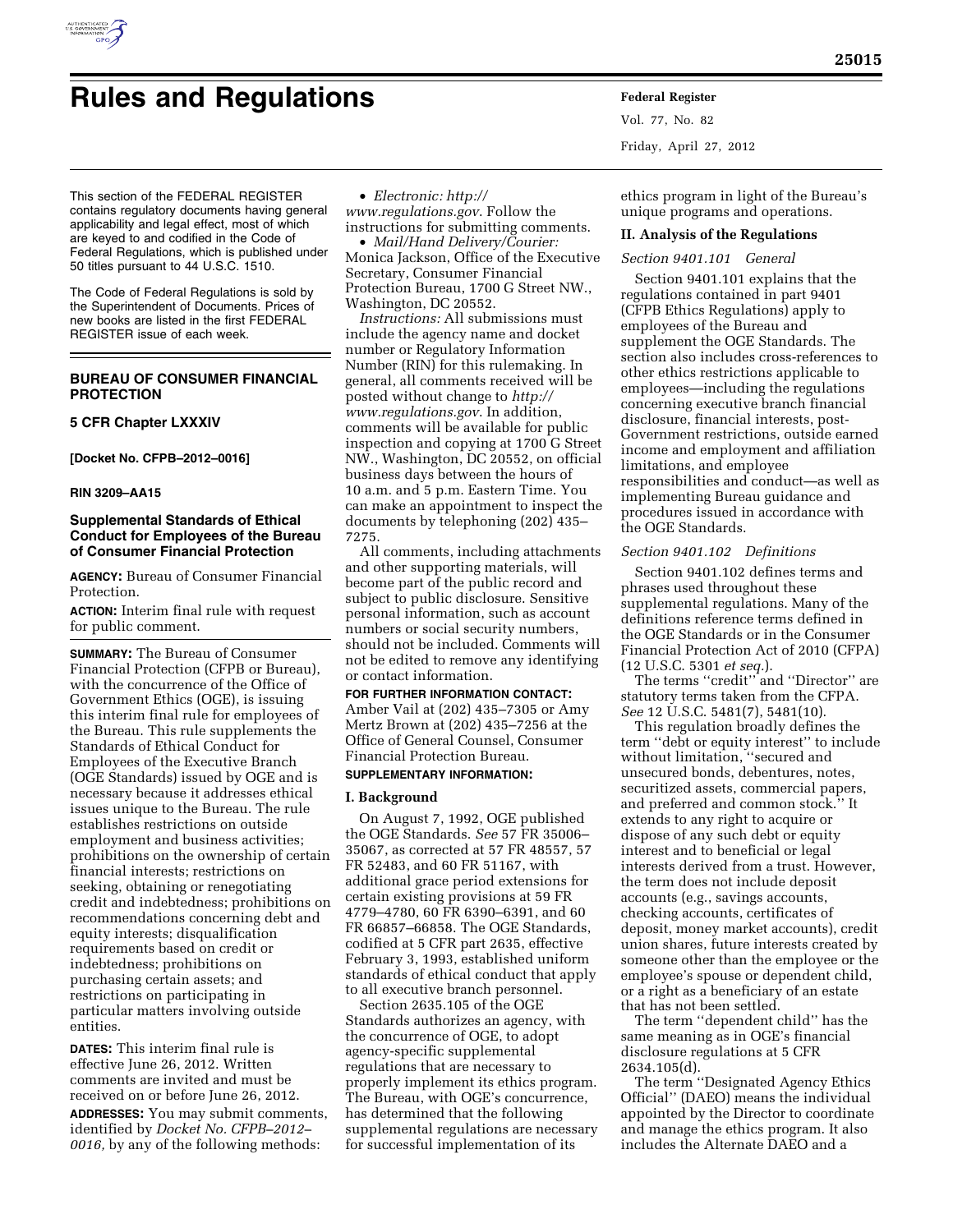# Rules and Regulations

This section of the FEDERAL REGISTER contains regulatory documents having general applicability and legal effect, most of which are keyed to and codified in the Code of Federal Regulations, which is published under 50 titles pursuant to 44 U.S.C. 1510.

The Code of Federal Regulations is sold by the Superintendent of Documents. Prices of new books are listed in the first FEDERAL REGISTER issue of each week.

## BUREAU OF CONSUMER FINANCIAL PROTECTION

### 5 CFR Chapter LXXXIV

**[Docket No. CFPB–2012–0016]**

**RIN 3209–AA15**

### Supplemental Standards of Ethical Conduct for Employees of the Bureau of Consumer Financial Protection

**AGENCY:** Bureau of Consumer Financial Protection.

**ACTION:** Interim final rule with request for public comment.

**SUMMARY:** The Bureau of Consumer Financial Protection (CFPB or Bureau), with the concurrence of the Office of Government Ethics (OGE), is issuing this interim final rule for employees of the Bureau. This rule supplements the Standards of Ethical Conduct for Employees of the Executive Branch (OGE Standards) issued by OGE and is necessary because it addresses ethical issues unique to the Bureau. The rule establishes restrictions on outside employment and business activities; prohibitions on the ownership of certain financial interests; restrictions on seeking, obtaining or renegotiating credit and indebtedness; prohibitions on recommendations concerning debt and equity interests; disqualification requirements based on credit or indebtedness; prohibitions on purchasing certain assets; and restrictions on participating in particular matters involving outside entities.

**DATES:** This interim final rule is effective June 26, 2012. Written comments are invited and must be received on or before June 26, 2012.

**ADDRESSES:** You may submit comments, identified by *Docket No. CFPB–2012–0016,* by any of the following methods:

- *Electronic: http://www.regulations.gov*. Follow the instructions for submitting comments.
- *Mail/Hand Delivery/Courier:* Monica Jackson, Office of the Executive Secretary, Consumer Financial Protection Bureau, 1700 G Street NW., Washington, DC 20552.

*Instructions:* All submissions must include the agency name and docket number or Regulatory Information Number (RIN) for this rulemaking. In general, all comments received will be posted without change to *http://www.regulations.gov*. In addition, comments will be available for public inspection and copying at 1700 G Street NW., Washington, DC 20552, on official business days between the hours of 10 a.m. and 5 p.m. Eastern Time. You can make an appointment to inspect the documents by telephoning (202) 435–7275.

All comments, including attachments and other supporting materials, will become part of the public record and subject to public disclosure. Sensitive personal information, such as account numbers or social security numbers, should not be included. Comments will not be edited to remove any identifying or contact information.

**FOR FURTHER INFORMATION CONTACT:** Amber Vail at (202) 435–7305 or Amy Mertz Brown at (202) 435–7256 at the Office of General Counsel, Consumer Financial Protection Bureau.

**SUPPLEMENTARY INFORMATION:**

## I. Background

On August 7, 1992, OGE published the OGE Standards. *See* 57 FR 35006–35067, as corrected at 57 FR 48557, 57 FR 52483, and 60 FR 51167, with additional grace period extensions for certain existing provisions at 59 FR 4779–4780, 60 FR 6390–6391, and 60 FR 66857–66858. The OGE Standards, codified at 5 CFR part 2635, effective February 3, 1993, established uniform standards of ethical conduct that apply to all executive branch personnel.

Section 2635.105 of the OGE Standards authorizes an agency, with the concurrence of OGE, to adopt agency-specific supplemental regulations that are necessary to properly implement its ethics program. The Bureau, with OGE's concurrence, has determined that the following supplemental regulations are necessary for successful implementation of its ethics program in light of the Bureau's unique programs and operations.

## II. Analysis of the Regulations

*Section 9401.101 General*

Section 9401.101 explains that the regulations contained in part 9401 (CFPB Ethics Regulations) apply to employees of the Bureau and supplement the OGE Standards. The section also includes cross-references to other ethics restrictions applicable to employees—including the regulations concerning executive branch financial disclosure, financial interests, post-Government restrictions, outside earned income and employment and affiliation limitations, and employee responsibilities and conduct—as well as implementing Bureau guidance and procedures issued in accordance with the OGE Standards.

*Section 9401.102 Definitions*

Section 9401.102 defines terms and phrases used throughout these supplemental regulations. Many of the definitions reference terms defined in the OGE Standards or in the Consumer Financial Protection Act of 2010 (CFPA) (12 U.S.C. 5301 *et seq.*).

The terms ''credit'' and ''Director'' are statutory terms taken from the CFPA. *See* 12 U.S.C. 5481(7), 5481(10).

This regulation broadly defines the term ''debt or equity interest'' to include without limitation, ''secured and unsecured bonds, debentures, notes, securitized assets, commercial papers, and preferred and common stock.'' It extends to any right to acquire or dispose of any such debt or equity interest and to beneficial or legal interests derived from a trust. However, the term does not include deposit accounts (e.g., savings accounts, checking accounts, certificates of deposit, money market accounts), credit union shares, future interests created by someone other than the employee or the employee's spouse or dependent child, or a right as a beneficiary of an estate that has not been settled.

The term ''dependent child'' has the same meaning as in OGE's financial disclosure regulations at 5 CFR 2634.105(d).

The term ''Designated Agency Ethics Official'' (DAEO) means the individual appointed by the Director to coordinate and manage the ethics program. It also includes the Alternate DAEO and a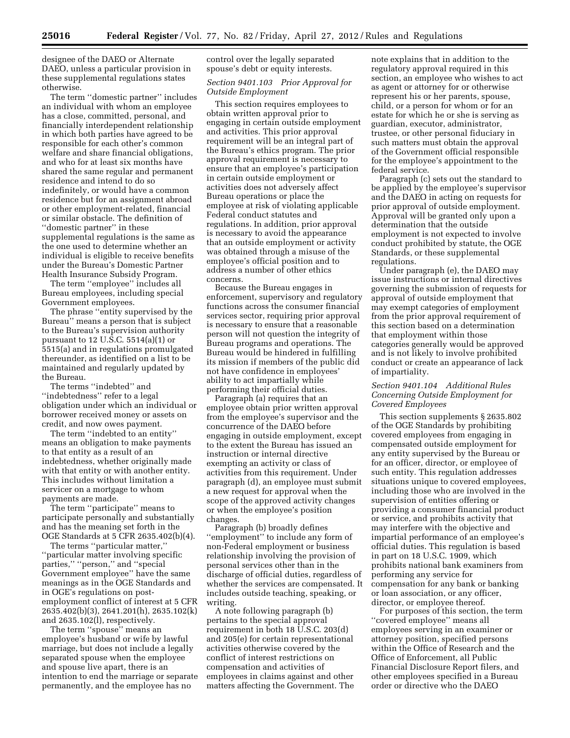designee of the DAEO or Alternate DAEO, unless a particular provision in these supplemental regulations states otherwise.

The term ''domestic partner'' includes an individual with whom an employee has a close, committed, personal, and financially interdependent relationship in which both parties have agreed to be responsible for each other's common welfare and share financial obligations, and who for at least six months have shared the same regular and permanent residence and intend to do so indefinitely, or would have a common residence but for an assignment abroad or other employment-related, financial or similar obstacle. The definition of ''domestic partner'' in these supplemental regulations is the same as the one used to determine whether an individual is eligible to receive benefits under the Bureau's Domestic Partner Health Insurance Subsidy Program.

The term ''employee'' includes all Bureau employees, including special Government employees.

The phrase ''entity supervised by the Bureau'' means a person that is subject to the Bureau's supervision authority pursuant to 12 U.S.C. 5514(a)(1) or 5515(a) and in regulations promulgated thereunder, as identified on a list to be maintained and regularly updated by the Bureau.

The terms ''indebted'' and ''indebtedness'' refer to a legal obligation under which an individual or borrower received money or assets on credit, and now owes payment.

The term ''indebted to an entity'' means an obligation to make payments to that entity as a result of an indebtedness, whether originally made with that entity or with another entity. This includes without limitation a servicer on a mortgage to whom payments are made.

The term ''participate'' means to participate personally and substantially and has the meaning set forth in the OGE Standards at 5 CFR 2635.402(b)(4).

The terms ''particular matter,'' ''particular matter involving specific parties,'' ''person,'' and ''special Government employee'' have the same meanings as in the OGE Standards and in OGE's regulations on post-employment conflict of interest at 5 CFR 2635.402(b)(3), 2641.201(h), 2635.102(k) and 2635.102(l), respectively.

The term ''spouse'' means an employee's husband or wife by lawful marriage, but does not include a legally separated spouse when the employee and spouse live apart, there is an intention to end the marriage or separate permanently, and the employee has no control over the legally separated spouse's debt or equity interests.

*Section 9401.103 Prior Approval for Outside Employment*

This section requires employees to obtain written approval prior to engaging in certain outside employment and activities. This prior approval requirement will be an integral part of the Bureau's ethics program. The prior approval requirement is necessary to ensure that an employee's participation in certain outside employment or activities does not adversely affect Bureau operations or place the employee at risk of violating applicable Federal conduct statutes and regulations. In addition, prior approval is necessary to avoid the appearance that an outside employment or activity was obtained through a misuse of the employee's official position and to address a number of other ethics concerns.

Because the Bureau engages in enforcement, supervisory and regulatory functions across the consumer financial services sector, requiring prior approval is necessary to ensure that a reasonable person will not question the integrity of Bureau programs and operations. The Bureau would be hindered in fulfilling its mission if members of the public did not have confidence in employees' ability to act impartially while performing their official duties.

Paragraph (a) requires that an employee obtain prior written approval from the employee's supervisor and the concurrence of the DAEO before engaging in outside employment, except to the extent the Bureau has issued an instruction or internal directive exempting an activity or class of activities from this requirement. Under paragraph (d), an employee must submit a new request for approval when the scope of the approved activity changes or when the employee's position changes.

Paragraph (b) broadly defines ''employment'' to include any form of non-Federal employment or business relationship involving the provision of personal services other than in the discharge of official duties, regardless of whether the services are compensated. It includes outside teaching, speaking, or writing.

A note following paragraph (b) pertains to the special approval requirement in both 18 U.S.C. 203(d) and 205(e) for certain representational activities otherwise covered by the conflict of interest restrictions on compensation and activities of employees in claims against and other matters affecting the Government. The note explains that in addition to the regulatory approval required in this section, an employee who wishes to act as agent or attorney for or otherwise represent his or her parents, spouse, child, or a person for whom or for an estate for which he or she is serving as guardian, executor, administrator, trustee, or other personal fiduciary in such matters must obtain the approval of the Government official responsible for the employee's appointment to the federal service.

Paragraph (c) sets out the standard to be applied by the employee's supervisor and the DAEO in acting on requests for prior approval of outside employment. Approval will be granted only upon a determination that the outside employment is not expected to involve conduct prohibited by statute, the OGE Standards, or these supplemental regulations.

Under paragraph (e), the DAEO may issue instructions or internal directives governing the submission of requests for approval of outside employment that may exempt categories of employment from the prior approval requirement of this section based on a determination that employment within those categories generally would be approved and is not likely to involve prohibited conduct or create an appearance of lack of impartiality.

*Section 9401.104 Additional Rules Concerning Outside Employment for Covered Employees*

This section supplements § 2635.802 of the OGE Standards by prohibiting covered employees from engaging in compensated outside employment for any entity supervised by the Bureau or for an officer, director, or employee of such entity. This regulation addresses situations unique to covered employees, including those who are involved in the supervision of entities offering or providing a consumer financial product or service, and prohibits activity that may interfere with the objective and impartial performance of an employee's official duties. This regulation is based in part on 18 U.S.C. 1909, which prohibits national bank examiners from performing any service for compensation for any bank or banking or loan association, or any officer, director, or employee thereof.

For purposes of this section, the term ''covered employee'' means all employees serving in an examiner or attorney position, specified persons within the Office of Research and the Office of Enforcement, all Public Financial Disclosure Report filers, and other employees specified in a Bureau order or directive who the DAEO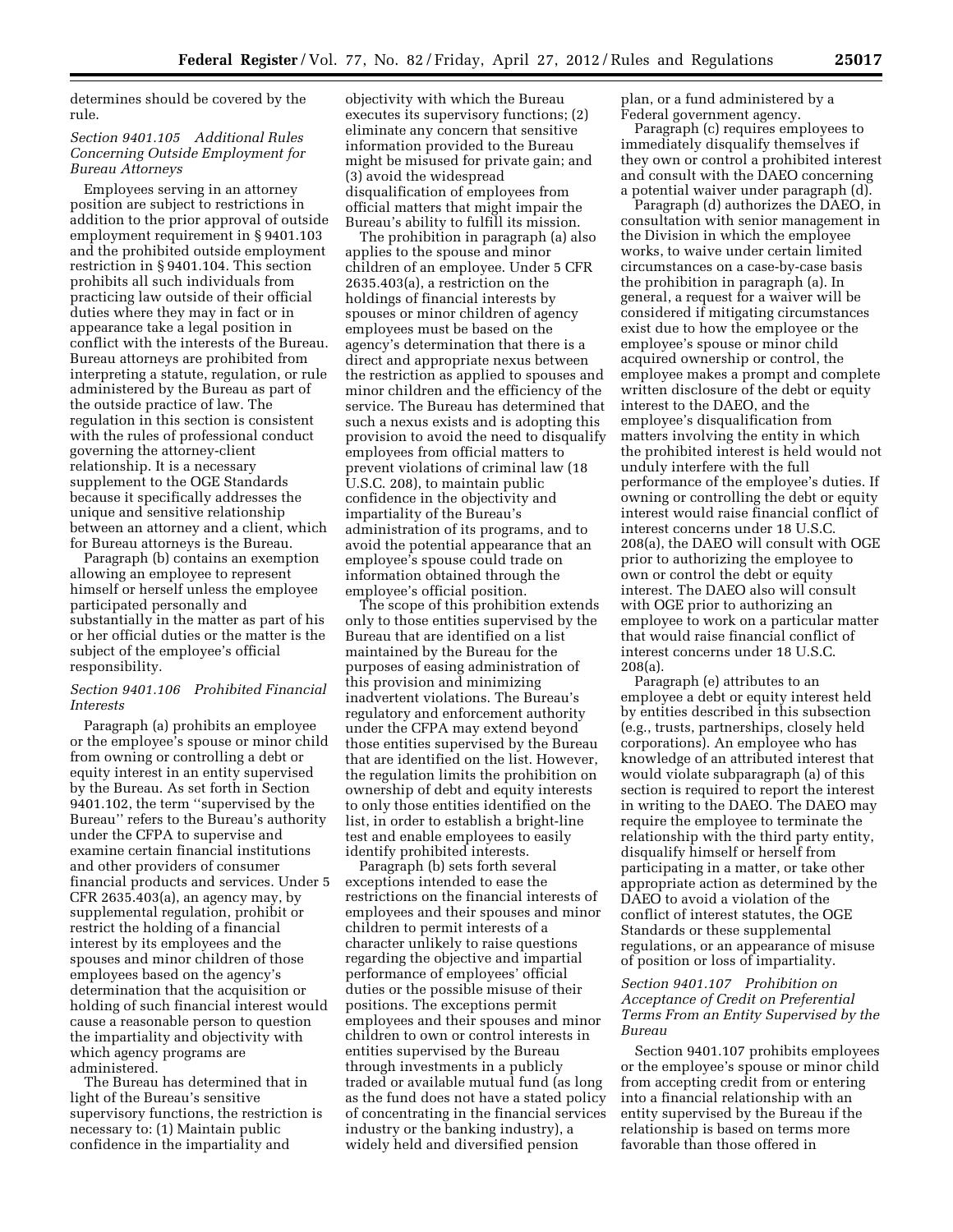determines should be covered by the rule.

*Section 9401.105 Additional Rules Concerning Outside Employment for Bureau Attorneys*

Employees serving in an attorney position are subject to restrictions in addition to the prior approval of outside employment requirement in § 9401.103 and the prohibited outside employment restriction in § 9401.104. This section prohibits all such individuals from practicing law outside of their official duties where they may in fact or in appearance take a legal position in conflict with the interests of the Bureau. Bureau attorneys are prohibited from interpreting a statute, regulation, or rule administered by the Bureau as part of the outside practice of law. The regulation in this section is consistent with the rules of professional conduct governing the attorney-client relationship. It is a necessary supplement to the OGE Standards because it specifically addresses the unique and sensitive relationship between an attorney and a client, which for Bureau attorneys is the Bureau.

Paragraph (b) contains an exemption allowing an employee to represent himself or herself unless the employee participated personally and substantially in the matter as part of his or her official duties or the matter is the subject of the employee's official responsibility.

*Section 9401.106 Prohibited Financial Interests*

Paragraph (a) prohibits an employee or the employee's spouse or minor child from owning or controlling a debt or equity interest in an entity supervised by the Bureau. As set forth in Section 9401.102, the term ''supervised by the Bureau'' refers to the Bureau's authority under the CFPA to supervise and examine certain financial institutions and other providers of consumer financial products and services. Under 5 CFR 2635.403(a), an agency may, by supplemental regulation, prohibit or restrict the holding of a financial interest by its employees and the spouses and minor children of those employees based on the agency's determination that the acquisition or holding of such financial interest would cause a reasonable person to question the impartiality and objectivity with which agency programs are administered.

The Bureau has determined that in light of the Bureau's sensitive supervisory functions, the restriction is necessary to: (1) Maintain public confidence in the impartiality and objectivity with which the Bureau executes its supervisory functions; (2) eliminate any concern that sensitive information provided to the Bureau might be misused for private gain; and (3) avoid the widespread disqualification of employees from official matters that might impair the Bureau's ability to fulfill its mission.

The prohibition in paragraph (a) also applies to the spouse and minor children of an employee. Under 5 CFR 2635.403(a), a restriction on the holdings of financial interests by spouses or minor children of agency employees must be based on the agency's determination that there is a direct and appropriate nexus between the restriction as applied to spouses and minor children and the efficiency of the service. The Bureau has determined that such a nexus exists and is adopting this provision to avoid the need to disqualify employees from official matters to prevent violations of criminal law (18 U.S.C. 208), to maintain public confidence in the objectivity and impartiality of the Bureau's administration of its programs, and to avoid the potential appearance that an employee's spouse could trade on information obtained through the employee's official position.

The scope of this prohibition extends only to those entities supervised by the Bureau that are identified on a list maintained by the Bureau for the purposes of easing administration of this provision and minimizing inadvertent violations. The Bureau's regulatory and enforcement authority under the CFPA may extend beyond those entities supervised by the Bureau that are identified on the list. However, the regulation limits the prohibition on ownership of debt and equity interests to only those entities identified on the list, in order to establish a bright-line test and enable employees to easily identify prohibited interests.

Paragraph (b) sets forth several exceptions intended to ease the restrictions on the financial interests of employees and their spouses and minor children to permit interests of a character unlikely to raise questions regarding the objective and impartial performance of employees' official duties or the possible misuse of their positions. The exceptions permit employees and their spouses and minor children to own or control interests in entities supervised by the Bureau through investments in a publicly traded or available mutual fund (as long as the fund does not have a stated policy of concentrating in the financial services industry or the banking industry), a widely held and diversified pension plan, or a fund administered by a Federal government agency.

Paragraph (c) requires employees to immediately disqualify themselves if they own or control a prohibited interest and consult with the DAEO concerning a potential waiver under paragraph (d).

Paragraph (d) authorizes the DAEO, in consultation with senior management in the Division in which the employee works, to waive under certain limited circumstances on a case-by-case basis the prohibition in paragraph (a). In general, a request for a waiver will be considered if mitigating circumstances exist due to how the employee or the employee's spouse or minor child acquired ownership or control, the employee makes a prompt and complete written disclosure of the debt or equity interest to the DAEO, and the employee's disqualification from matters involving the entity in which the prohibited interest is held would not unduly interfere with the full performance of the employee's duties. If owning or controlling the debt or equity interest would raise financial conflict of interest concerns under 18 U.S.C. 208(a), the DAEO will consult with OGE prior to authorizing the employee to own or control the debt or equity interest. The DAEO also will consult with OGE prior to authorizing an employee to work on a particular matter that would raise financial conflict of interest concerns under 18 U.S.C. 208(a).

Paragraph (e) attributes to an employee a debt or equity interest held by entities described in this subsection (e.g., trusts, partnerships, closely held corporations). An employee who has knowledge of an attributed interest that would violate subparagraph (a) of this section is required to report the interest in writing to the DAEO. The DAEO may require the employee to terminate the relationship with the third party entity, disqualify himself or herself from participating in a matter, or take other appropriate action as determined by the DAEO to avoid a violation of the conflict of interest statutes, the OGE Standards or these supplemental regulations, or an appearance of misuse of position or loss of impartiality.

*Section 9401.107 Prohibition on Acceptance of Credit on Preferential Terms From an Entity Supervised by the Bureau*

Section 9401.107 prohibits employees or the employee's spouse or minor child from accepting credit from or entering into a financial relationship with an entity supervised by the Bureau if the relationship is based on terms more favorable than those offered in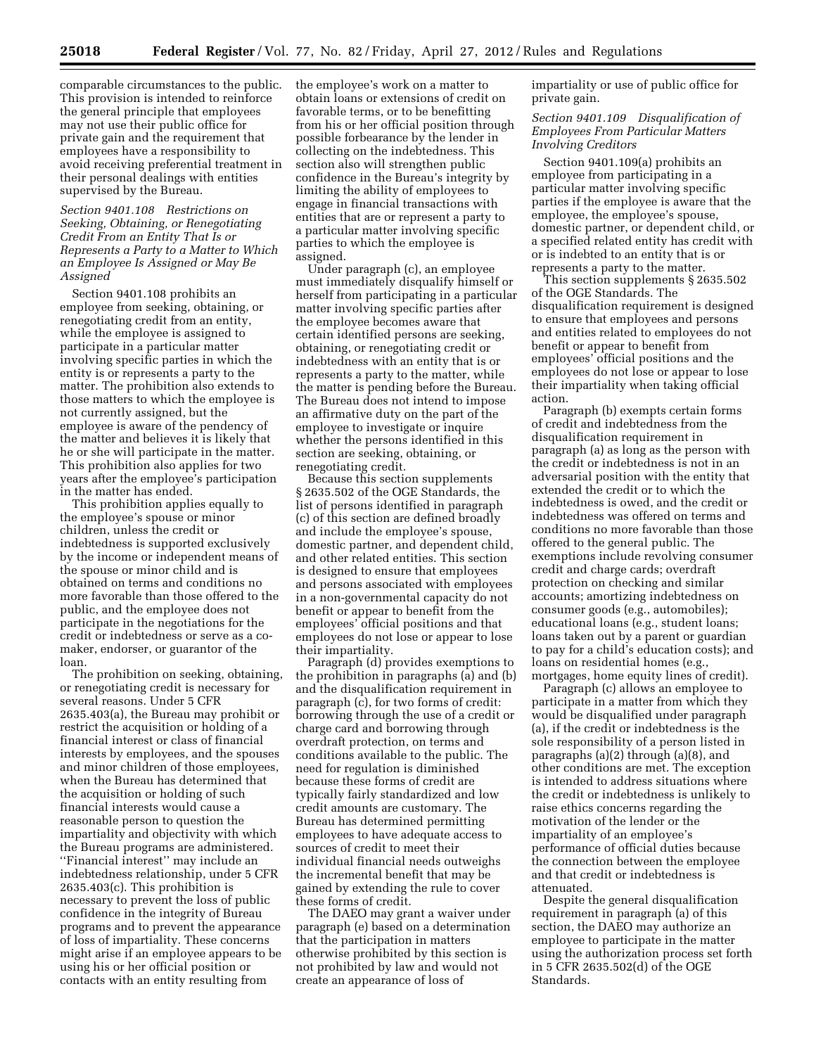comparable circumstances to the public. This provision is intended to reinforce the general principle that employees may not use their public office for private gain and the requirement that employees have a responsibility to avoid receiving preferential treatment in their personal dealings with entities supervised by the Bureau.

*Section 9401.108 Restrictions on Seeking, Obtaining, or Renegotiating Credit From an Entity That Is or Represents a Party to a Matter to Which an Employee Is Assigned or May Be Assigned*

Section 9401.108 prohibits an employee from seeking, obtaining, or renegotiating credit from an entity, while the employee is assigned to participate in a particular matter involving specific parties in which the entity is or represents a party to the matter. The prohibition also extends to those matters to which the employee is not currently assigned, but the employee is aware of the pendency of the matter and believes it is likely that he or she will participate in the matter. This prohibition also applies for two years after the employee's participation in the matter has ended.

This prohibition applies equally to the employee's spouse or minor children, unless the credit or indebtedness is supported exclusively by the income or independent means of the spouse or minor child and is obtained on terms and conditions no more favorable than those offered to the public, and the employee does not participate in the negotiations for the credit or indebtedness or serve as a co-maker, endorser, or guarantor of the loan.

The prohibition on seeking, obtaining, or renegotiating credit is necessary for several reasons. Under 5 CFR 2635.403(a), the Bureau may prohibit or restrict the acquisition or holding of a financial interest or class of financial interests by employees, and the spouses and minor children of those employees, when the Bureau has determined that the acquisition or holding of such financial interests would cause a reasonable person to question the impartiality and objectivity with which the Bureau programs are administered. ''Financial interest'' may include an indebtedness relationship, under 5 CFR 2635.403(c). This prohibition is necessary to prevent the loss of public confidence in the integrity of Bureau programs and to prevent the appearance of loss of impartiality. These concerns might arise if an employee appears to be using his or her official position or contacts with an entity resulting from the employee's work on a matter to obtain loans or extensions of credit on favorable terms, or to be benefitting from his or her official position through possible forbearance by the lender in collecting on the indebtedness. This section also will strengthen public confidence in the Bureau's integrity by limiting the ability of employees to engage in financial transactions with entities that are or represent a party to a particular matter involving specific parties to which the employee is assigned.

Under paragraph (c), an employee must immediately disqualify himself or herself from participating in a particular matter involving specific parties after the employee becomes aware that certain identified persons are seeking, obtaining, or renegotiating credit or indebtedness with an entity that is or represents a party to the matter, while the matter is pending before the Bureau. The Bureau does not intend to impose an affirmative duty on the part of the employee to investigate or inquire whether the persons identified in this section are seeking, obtaining, or renegotiating credit.

Because this section supplements § 2635.502 of the OGE Standards, the list of persons identified in paragraph (c) of this section are defined broadly and include the employee's spouse, domestic partner, and dependent child, and other related entities. This section is designed to ensure that employees and persons associated with employees in a non-governmental capacity do not benefit or appear to benefit from the employees' official positions and that employees do not lose or appear to lose their impartiality.

Paragraph (d) provides exemptions to the prohibition in paragraphs (a) and (b) and the disqualification requirement in paragraph (c), for two forms of credit: borrowing through the use of a credit or charge card and borrowing through overdraft protection, on terms and conditions available to the public. The need for regulation is diminished because these forms of credit are typically fairly standardized and low credit amounts are customary. The Bureau has determined permitting employees to have adequate access to sources of credit to meet their individual financial needs outweighs the incremental benefit that may be gained by extending the rule to cover these forms of credit.

The DAEO may grant a waiver under paragraph (e) based on a determination that the participation in matters otherwise prohibited by this section is not prohibited by law and would not create an appearance of loss of impartiality or use of public office for private gain.

*Section 9401.109 Disqualification of Employees From Particular Matters Involving Creditors*

Section 9401.109(a) prohibits an employee from participating in a particular matter involving specific parties if the employee is aware that the employee, the employee's spouse, domestic partner, or dependent child, or a specified related entity has credit with or is indebted to an entity that is or represents a party to the matter.

This section supplements § 2635.502 of the OGE Standards. The disqualification requirement is designed to ensure that employees and persons and entities related to employees do not benefit or appear to benefit from employees' official positions and the employees do not lose or appear to lose their impartiality when taking official action.

Paragraph (b) exempts certain forms of credit and indebtedness from the disqualification requirement in paragraph (a) as long as the person with the credit or indebtedness is not in an adversarial position with the entity that extended the credit or to which the indebtedness is owed, and the credit or indebtedness was offered on terms and conditions no more favorable than those offered to the general public. The exemptions include revolving consumer credit and charge cards; overdraft protection on checking and similar accounts; amortizing indebtedness on consumer goods (e.g., automobiles); educational loans (e.g., student loans; loans taken out by a parent or guardian to pay for a child's education costs); and loans on residential homes (e.g., mortgages, home equity lines of credit).

Paragraph (c) allows an employee to participate in a matter from which they would be disqualified under paragraph (a), if the credit or indebtedness is the sole responsibility of a person listed in paragraphs (a)(2) through (a)(8), and other conditions are met. The exception is intended to address situations where the credit or indebtedness is unlikely to raise ethics concerns regarding the motivation of the lender or the impartiality of an employee's performance of official duties because the connection between the employee and that credit or indebtedness is attenuated.

Despite the general disqualification requirement in paragraph (a) of this section, the DAEO may authorize an employee to participate in the matter using the authorization process set forth in 5 CFR 2635.502(d) of the OGE Standards.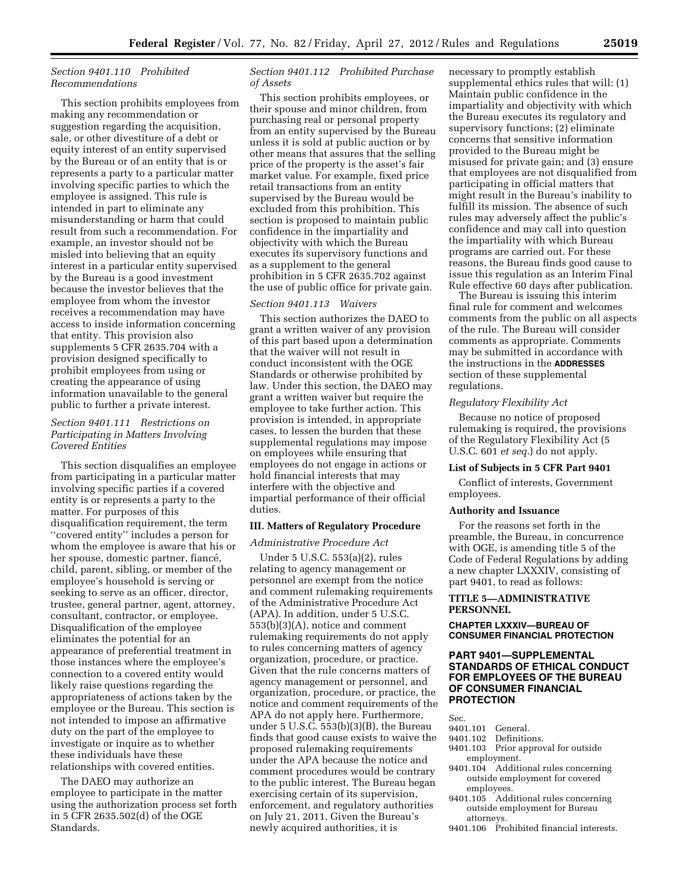*Section 9401.110 Prohibited Recommendations*

This section prohibits employees from making any recommendation or suggestion regarding the acquisition, sale, or other divestiture of a debt or equity interest of an entity supervised by the Bureau or of an entity that is or represents a party to a particular matter involving specific parties to which the employee is assigned. This rule is intended in part to eliminate any misunderstanding or harm that could result from such a recommendation. For example, an investor should not be misled into believing that an equity interest in a particular entity supervised by the Bureau is a good investment because the investor believes that the employee from whom the investor receives a recommendation may have access to inside information concerning that entity. This provision also supplements 5 CFR 2635.704 with a provision designed specifically to prohibit employees from using or creating the appearance of using information unavailable to the general public to further a private interest.

*Section 9401.111 Restrictions on Participating in Matters Involving Covered Entities*

This section disqualifies an employee from participating in a particular matter involving specific parties if a covered entity is or represents a party to the matter. For purposes of this disqualification requirement, the term ''covered entity'' includes a person for whom the employee is aware that his or her spouse, domestic partner, fiancé, child, parent, sibling, or member of the employee's household is serving or seeking to serve as an officer, director, trustee, general partner, agent, attorney, consultant, contractor, or employee. Disqualification of the employee eliminates the potential for an appearance of preferential treatment in those instances where the employee's connection to a covered entity would likely raise questions regarding the appropriateness of actions taken by the employee or the Bureau. This section is not intended to impose an affirmative duty on the part of the employee to investigate or inquire as to whether these individuals have these relationships with covered entities.

The DAEO may authorize an employee to participate in the matter using the authorization process set forth in 5 CFR 2635.502(d) of the OGE Standards.

*Section 9401.112 Prohibited Purchase of Assets*

This section prohibits employees, or their spouse and minor children, from purchasing real or personal property from an entity supervised by the Bureau unless it is sold at public auction or by other means that assures that the selling price of the property is the asset's fair market value. For example, fixed price retail transactions from an entity supervised by the Bureau would be excluded from this prohibition. This section is proposed to maintain public confidence in the impartiality and objectivity with which the Bureau executes its supervisory functions and as a supplement to the general prohibition in 5 CFR 2635.702 against the use of public office for private gain.

*Section 9401.113 Waivers*

This section authorizes the DAEO to grant a written waiver of any provision of this part based upon a determination that the waiver will not result in conduct inconsistent with the OGE Standards or otherwise prohibited by law. Under this section, the DAEO may grant a written waiver but require the employee to take further action. This provision is intended, in appropriate cases, to lessen the burden that these supplemental regulations may impose on employees while ensuring that employees do not engage in actions or hold financial interests that may interfere with the objective and impartial performance of their official duties.

## III. Matters of Regulatory Procedure

*Administrative Procedure Act*

Under 5 U.S.C. 553(a)(2), rules relating to agency management or personnel are exempt from the notice and comment rulemaking requirements of the Administrative Procedure Act (APA). In addition, under 5 U.S.C. 553(b)(3)(A), notice and comment rulemaking requirements do not apply to rules concerning matters of agency organization, procedure, or practice. Given that the rule concerns matters of agency management or personnel, and organization, procedure, or practice, the notice and comment requirements of the APA do not apply here. Furthermore, under 5 U.S.C. 553(b)(3)(B), the Bureau finds that good cause exists to waive the proposed rulemaking requirements under the APA because the notice and comment procedures would be contrary to the public interest. The Bureau began exercising certain of its supervision, enforcement, and regulatory authorities on July 21, 2011. Given the Bureau's newly acquired authorities, it is necessary to promptly establish supplemental ethics rules that will: (1) Maintain public confidence in the impartiality and objectivity with which the Bureau executes its regulatory and supervisory functions; (2) eliminate concerns that sensitive information provided to the Bureau might be misused for private gain; and (3) ensure that employees are not disqualified from participating in official matters that might result in the Bureau's inability to fulfill its mission. The absence of such rules may adversely affect the public's confidence and may call into question the impartiality with which Bureau programs are carried out. For these reasons, the Bureau finds good cause to issue this regulation as an Interim Final Rule effective 60 days after publication.

The Bureau is issuing this interim final rule for comment and welcomes comments from the public on all aspects of the rule. The Bureau will consider comments as appropriate. Comments may be submitted in accordance with the instructions in the **ADDRESSES** section of these supplemental regulations.

*Regulatory Flexibility Act*

Because no notice of proposed rulemaking is required, the provisions of the Regulatory Flexibility Act (5 U.S.C. 601 *et seq.*) do not apply.

**List of Subjects in 5 CFR Part 9401**

Conflict of interests, Government employees.

**Authority and Issuance**

For the reasons set forth in the preamble, the Bureau, in concurrence with OGE, is amending title 5 of the Code of Federal Regulations by adding a new chapter LXXXIV, consisting of part 9401, to read as follows:

## TITLE 5—ADMINISTRATIVE PERSONNEL

## CHAPTER LXXXIV—BUREAU OF CONSUMER FINANCIAL PROTECTION

## PART 9401—SUPPLEMENTAL STANDARDS OF ETHICAL CONDUCT FOR EMPLOYEES OF THE BUREAU OF CONSUMER FINANCIAL PROTECTION

Sec.
9401.101 General.
9401.102 Definitions.
9401.103 Prior approval for outside employment.
9401.104 Additional rules concerning outside employment for covered employees.
9401.105 Additional rules concerning outside employment for Bureau attorneys.
9401.106 Prohibited financial interests.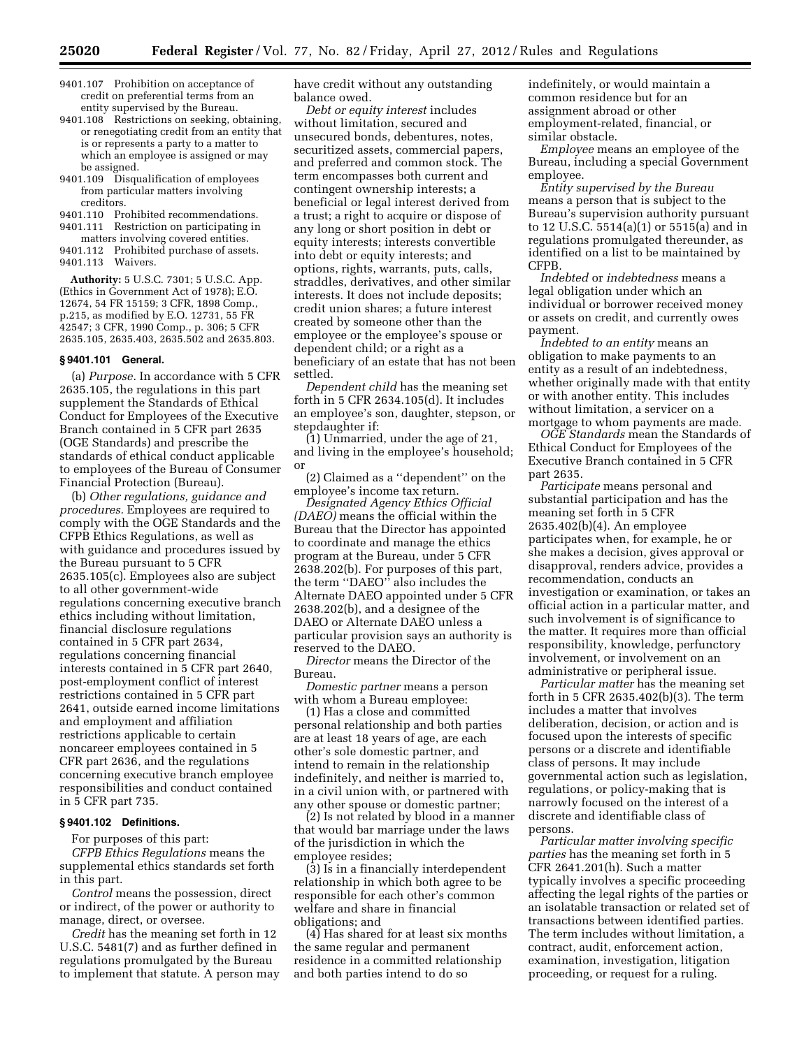9401.107 Prohibition on acceptance of credit on preferential terms from an entity supervised by the Bureau.
9401.108 Restrictions on seeking, obtaining, or renegotiating credit from an entity that is or represents a party to a matter to which an employee is assigned or may be assigned.
9401.109 Disqualification of employees from particular matters involving creditors.
9401.110 Prohibited recommendations.
9401.111 Restriction on participating in matters involving covered entities.
9401.112 Prohibited purchase of assets.
9401.113 Waivers.

**Authority:** 5 U.S.C. 7301; 5 U.S.C. App. (Ethics in Government Act of 1978); E.O. 12674, 54 FR 15159; 3 CFR, 1898 Comp., p.215, as modified by E.O. 12731, 55 FR 42547; 3 CFR, 1990 Comp., p. 306; 5 CFR 2635.105, 2635.403, 2635.502 and 2635.803.

### § 9401.101 General.

(a) *Purpose.* In accordance with 5 CFR 2635.105, the regulations in this part supplement the Standards of Ethical Conduct for Employees of the Executive Branch contained in 5 CFR part 2635 (OGE Standards) and prescribe the standards of ethical conduct applicable to employees of the Bureau of Consumer Financial Protection (Bureau).

(b) *Other regulations, guidance and procedures.* Employees are required to comply with the OGE Standards and the CFPB Ethics Regulations, as well as with guidance and procedures issued by the Bureau pursuant to 5 CFR 2635.105(c). Employees also are subject to all other government-wide regulations concerning executive branch ethics including without limitation, financial disclosure regulations contained in 5 CFR part 2634, regulations concerning financial interests contained in 5 CFR part 2640, post-employment conflict of interest restrictions contained in 5 CFR part 2641, outside earned income limitations and employment and affiliation restrictions applicable to certain noncareer employees contained in 5 CFR part 2636, and the regulations concerning executive branch employee responsibilities and conduct contained in 5 CFR part 735.

### § 9401.102 Definitions.

For purposes of this part:

*CFPB Ethics Regulations* means the supplemental ethics standards set forth in this part.

*Control* means the possession, direct or indirect, of the power or authority to manage, direct, or oversee.

*Credit* has the meaning set forth in 12 U.S.C. 5481(7) and as further defined in regulations promulgated by the Bureau to implement that statute. A person may have credit without any outstanding balance owed.

*Debt or equity interest* includes without limitation, secured and unsecured bonds, debentures, notes, securitized assets, commercial papers, and preferred and common stock. The term encompasses both current and contingent ownership interests; a beneficial or legal interest derived from a trust; a right to acquire or dispose of any long or short position in debt or equity interests; interests convertible into debt or equity interests; and options, rights, warrants, puts, calls, straddles, derivatives, and other similar interests. It does not include deposits; credit union shares; a future interest created by someone other than the employee or the employee's spouse or dependent child; or a right as a beneficiary of an estate that has not been settled.

*Dependent child* has the meaning set forth in 5 CFR 2634.105(d). It includes an employee's son, daughter, stepson, or stepdaughter if:

(1) Unmarried, under the age of 21, and living in the employee's household; or

(2) Claimed as a ''dependent'' on the employee's income tax return.

*Designated Agency Ethics Official (DAEO)* means the official within the Bureau that the Director has appointed to coordinate and manage the ethics program at the Bureau, under 5 CFR 2638.202(b). For purposes of this part, the term ''DAEO'' also includes the Alternate DAEO appointed under 5 CFR 2638.202(b), and a designee of the DAEO or Alternate DAEO unless a particular provision says an authority is reserved to the DAEO.

*Director* means the Director of the Bureau.

*Domestic partner* means a person with whom a Bureau employee:

(1) Has a close and committed personal relationship and both parties are at least 18 years of age, are each other's sole domestic partner, and intend to remain in the relationship indefinitely, and neither is married to, in a civil union with, or partnered with any other spouse or domestic partner;

(2) Is not related by blood in a manner that would bar marriage under the laws of the jurisdiction in which the employee resides;

(3) Is in a financially interdependent relationship in which both agree to be responsible for each other's common welfare and share in financial obligations; and

(4) Has shared for at least six months the same regular and permanent residence in a committed relationship and both parties intend to do so indefinitely, or would maintain a common residence but for an assignment abroad or other employment-related, financial, or similar obstacle.

*Employee* means an employee of the Bureau, including a special Government employee.

*Entity supervised by the Bureau* means a person that is subject to the Bureau's supervision authority pursuant to 12 U.S.C. 5514(a)(1) or 5515(a) and in regulations promulgated thereunder, as identified on a list to be maintained by CFPB.

*Indebted* or *indebtedness* means a legal obligation under which an individual or borrower received money or assets on credit, and currently owes payment.

*Indebted to an entity* means an obligation to make payments to an entity as a result of an indebtedness, whether originally made with that entity or with another entity. This includes without limitation, a servicer on a mortgage to whom payments are made.

*OGE Standards* mean the Standards of Ethical Conduct for Employees of the Executive Branch contained in 5 CFR part 2635.

*Participate* means personal and substantial participation and has the meaning set forth in 5 CFR 2635.402(b)(4). An employee participates when, for example, he or she makes a decision, gives approval or disapproval, renders advice, provides a recommendation, conducts an investigation or examination, or takes an official action in a particular matter, and such involvement is of significance to the matter. It requires more than official responsibility, knowledge, perfunctory involvement, or involvement on an administrative or peripheral issue.

*Particular matter* has the meaning set forth in 5 CFR 2635.402(b)(3). The term includes a matter that involves deliberation, decision, or action and is focused upon the interests of specific persons or a discrete and identifiable class of persons. It may include governmental action such as legislation, regulations, or policy-making that is narrowly focused on the interest of a discrete and identifiable class of persons.

*Particular matter involving specific parties* has the meaning set forth in 5 CFR 2641.201(h). Such a matter typically involves a specific proceeding affecting the legal rights of the parties or an isolatable transaction or related set of transactions between identified parties. The term includes without limitation, a contract, audit, enforcement action, examination, investigation, litigation proceeding, or request for a ruling.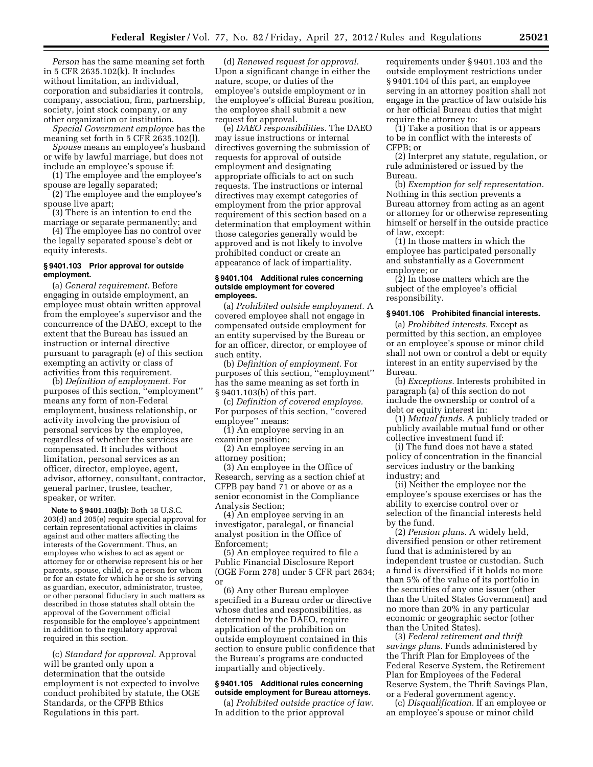*Person* has the same meaning set forth in 5 CFR 2635.102(k). It includes without limitation, an individual, corporation and subsidiaries it controls, company, association, firm, partnership, society, joint stock company, or any other organization or institution.

*Special Government employee* has the meaning set forth in 5 CFR 2635.102(l).

*Spouse* means an employee's husband or wife by lawful marriage, but does not include an employee's spouse if:

(1) The employee and the employee's spouse are legally separated;

(2) The employee and the employee's spouse live apart;

(3) There is an intention to end the marriage or separate permanently; and

(4) The employee has no control over the legally separated spouse's debt or equity interests.

#### § 9401.103 Prior approval for outside employment.

(a) *General requirement.* Before engaging in outside employment, an employee must obtain written approval from the employee's supervisor and the concurrence of the DAEO, except to the extent that the Bureau has issued an instruction or internal directive pursuant to paragraph (e) of this section exempting an activity or class of activities from this requirement.

(b) *Definition of employment.* For purposes of this section, ''employment'' means any form of non-Federal employment, business relationship, or activity involving the provision of personal services by the employee, regardless of whether the services are compensated. It includes without limitation, personal services as an officer, director, employee, agent, advisor, attorney, consultant, contractor, general partner, trustee, teacher, speaker, or writer.

**Note to § 9401.103(b):** Both 18 U.S.C. 203(d) and 205(e) require special approval for certain representational activities in claims against and other matters affecting the interests of the Government. Thus, an employee who wishes to act as agent or attorney for or otherwise represent his or her parents, spouse, child, or a person for whom or for an estate for which he or she is serving as guardian, executor, administrator, trustee, or other personal fiduciary in such matters as described in those statutes shall obtain the approval of the Government official responsible for the employee's appointment in addition to the regulatory approval required in this section.

(c) *Standard for approval.* Approval will be granted only upon a determination that the outside employment is not expected to involve conduct prohibited by statute, the OGE Standards, or the CFPB Ethics Regulations in this part.

(d) *Renewed request for approval.* Upon a significant change in either the nature, scope, or duties of the employee's outside employment or in the employee's official Bureau position, the employee shall submit a new request for approval.

(e) *DAEO responsibilities.* The DAEO may issue instructions or internal directives governing the submission of requests for approval of outside employment and designating appropriate officials to act on such requests. The instructions or internal directives may exempt categories of employment from the prior approval requirement of this section based on a determination that employment within those categories generally would be approved and is not likely to involve prohibited conduct or create an appearance of lack of impartiality.

#### § 9401.104 Additional rules concerning outside employment for covered employees.

(a) *Prohibited outside employment.* A covered employee shall not engage in compensated outside employment for an entity supervised by the Bureau or for an officer, director, or employee of such entity.

(b) *Definition of employment.* For purposes of this section, ''employment'' has the same meaning as set forth in § 9401.103(b) of this part.

(c) *Definition of covered employee.* For purposes of this section, ''covered employee'' means:

(1) An employee serving in an examiner position;

(2) An employee serving in an attorney position;

(3) An employee in the Office of Research, serving as a section chief at CFPB pay band 71 or above or as a senior economist in the Compliance Analysis Section;

(4) An employee serving in an investigator, paralegal, or financial analyst position in the Office of Enforcement;

(5) An employee required to file a Public Financial Disclosure Report (OGE Form 278) under 5 CFR part 2634; or

(6) Any other Bureau employee specified in a Bureau order or directive whose duties and responsibilities, as determined by the DAEO, require application of the prohibition on outside employment contained in this section to ensure public confidence that the Bureau's programs are conducted impartially and objectively.

#### § 9401.105 Additional rules concerning outside employment for Bureau attorneys.

(a) *Prohibited outside practice of law.* In addition to the prior approval requirements under § 9401.103 and the outside employment restrictions under § 9401.104 of this part, an employee serving in an attorney position shall not engage in the practice of law outside his or her official Bureau duties that might require the attorney to:

(1) Take a position that is or appears to be in conflict with the interests of CFPB; or

(2) Interpret any statute, regulation, or rule administered or issued by the Bureau.

(b) *Exemption for self representation.* Nothing in this section prevents a Bureau attorney from acting as an agent or attorney for or otherwise representing himself or herself in the outside practice of law, except:

(1) In those matters in which the employee has participated personally and substantially as a Government employee; or

(2) In those matters which are the subject of the employee's official responsibility.

#### § 9401.106 Prohibited financial interests.

(a) *Prohibited interests.* Except as permitted by this section, an employee or an employee's spouse or minor child shall not own or control a debt or equity interest in an entity supervised by the Bureau.

(b) *Exceptions.* Interests prohibited in paragraph (a) of this section do not include the ownership or control of a debt or equity interest in:

(1) *Mutual funds.* A publicly traded or publicly available mutual fund or other collective investment fund if:

(i) The fund does not have a stated policy of concentration in the financial services industry or the banking industry; and

(ii) Neither the employee nor the employee's spouse exercises or has the ability to exercise control over or selection of the financial interests held by the fund.

(2) *Pension plans.* A widely held, diversified pension or other retirement fund that is administered by an independent trustee or custodian. Such a fund is diversified if it holds no more than 5% of the value of its portfolio in the securities of any one issuer (other than the United States Government) and no more than 20% in any particular economic or geographic sector (other than the United States).

(3) *Federal retirement and thrift savings plans.* Funds administered by the Thrift Plan for Employees of the Federal Reserve System, the Retirement Plan for Employees of the Federal Reserve System, the Thrift Savings Plan, or a Federal government agency.

(c) *Disqualification.* If an employee or an employee's spouse or minor child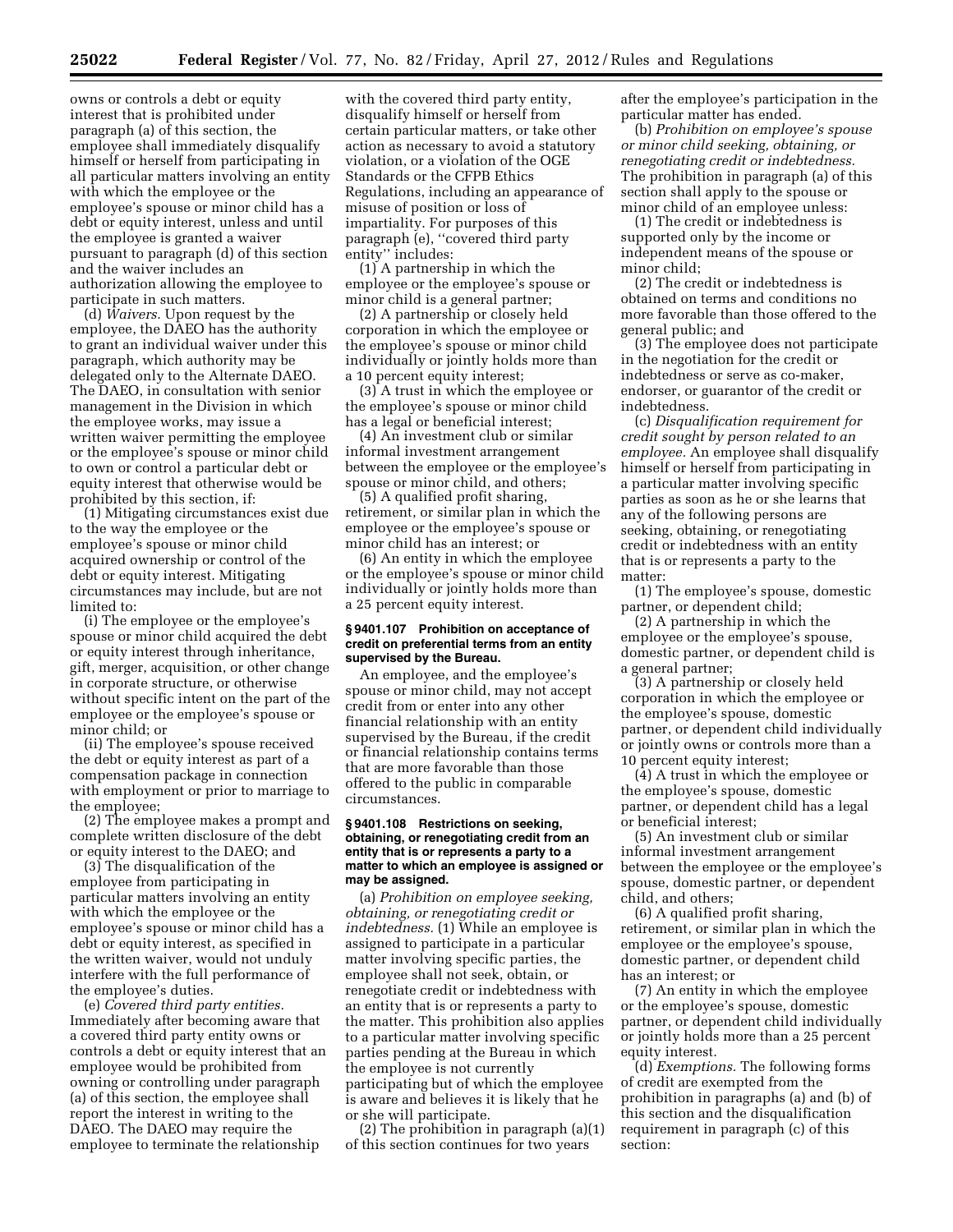owns or controls a debt or equity interest that is prohibited under paragraph (a) of this section, the employee shall immediately disqualify himself or herself from participating in all particular matters involving an entity with which the employee or the employee's spouse or minor child has a debt or equity interest, unless and until the employee is granted a waiver pursuant to paragraph (d) of this section and the waiver includes an authorization allowing the employee to participate in such matters.

(d) *Waivers.* Upon request by the employee, the DAEO has the authority to grant an individual waiver under this paragraph, which authority may be delegated only to the Alternate DAEO. The DAEO, in consultation with senior management in the Division in which the employee works, may issue a written waiver permitting the employee or the employee's spouse or minor child to own or control a particular debt or equity interest that otherwise would be prohibited by this section, if:

(1) Mitigating circumstances exist due to the way the employee or the employee's spouse or minor child acquired ownership or control of the debt or equity interest. Mitigating circumstances may include, but are not limited to:

(i) The employee or the employee's spouse or minor child acquired the debt or equity interest through inheritance, gift, merger, acquisition, or other change in corporate structure, or otherwise without specific intent on the part of the employee or the employee's spouse or minor child; or

(ii) The employee's spouse received the debt or equity interest as part of a compensation package in connection with employment or prior to marriage to the employee;

(2) The employee makes a prompt and complete written disclosure of the debt or equity interest to the DAEO; and

(3) The disqualification of the employee from participating in particular matters involving an entity with which the employee or the employee's spouse or minor child has a debt or equity interest, as specified in the written waiver, would not unduly interfere with the full performance of the employee's duties.

(e) *Covered third party entities.* Immediately after becoming aware that a covered third party entity owns or controls a debt or equity interest that an employee would be prohibited from owning or controlling under paragraph (a) of this section, the employee shall report the interest in writing to the DAEO. The DAEO may require the employee to terminate the relationship with the covered third party entity, disqualify himself or herself from certain particular matters, or take other action as necessary to avoid a statutory violation, or a violation of the OGE Standards or the CFPB Ethics Regulations, including an appearance of misuse of position or loss of impartiality. For purposes of this paragraph (e), "covered third party entity" includes:

(1) A partnership in which the employee or the employee's spouse or minor child is a general partner;

(2) A partnership or closely held corporation in which the employee or the employee's spouse or minor child individually or jointly holds more than a 10 percent equity interest;

(3) A trust in which the employee or the employee's spouse or minor child has a legal or beneficial interest;

(4) An investment club or similar informal investment arrangement between the employee or the employee's spouse or minor child, and others;

(5) A qualified profit sharing, retirement, or similar plan in which the employee or the employee's spouse or minor child has an interest; or

(6) An entity in which the employee or the employee's spouse or minor child individually or jointly holds more than a 25 percent equity interest.

### § 9401.107 Prohibition on acceptance of credit on preferential terms from an entity supervised by the Bureau.

An employee, and the employee's spouse or minor child, may not accept credit from or enter into any other financial relationship with an entity supervised by the Bureau, if the credit or financial relationship contains terms that are more favorable than those offered to the public in comparable circumstances.

### § 9401.108 Restrictions on seeking, obtaining, or renegotiating credit from an entity that is or represents a party to a matter to which an employee is assigned or may be assigned.

(a) *Prohibition on employee seeking, obtaining, or renegotiating credit or indebtedness.* (1) While an employee is assigned to participate in a particular matter involving specific parties, the employee shall not seek, obtain, or renegotiate credit or indebtedness with an entity that is or represents a party to the matter. This prohibition also applies to a particular matter involving specific parties pending at the Bureau in which the employee is not currently participating but of which the employee is aware and believes it is likely that he or she will participate.

(2) The prohibition in paragraph (a)(1) of this section continues for two years after the employee's participation in the particular matter has ended.

(b) *Prohibition on employee's spouse or minor child seeking, obtaining, or renegotiating credit or indebtedness.* The prohibition in paragraph (a) of this section shall apply to the spouse or minor child of an employee unless:

(1) The credit or indebtedness is supported only by the income or independent means of the spouse or minor child;

(2) The credit or indebtedness is obtained on terms and conditions no more favorable than those offered to the general public; and

(3) The employee does not participate in the negotiation for the credit or indebtedness or serve as co-maker, endorser, or guarantor of the credit or indebtedness.

(c) *Disqualification requirement for credit sought by person related to an employee.* An employee shall disqualify himself or herself from participating in a particular matter involving specific parties as soon as he or she learns that any of the following persons are seeking, obtaining, or renegotiating credit or indebtedness with an entity that is or represents a party to the matter:

(1) The employee's spouse, domestic partner, or dependent child;

(2) A partnership in which the employee or the employee's spouse, domestic partner, or dependent child is a general partner;

(3) A partnership or closely held corporation in which the employee or the employee's spouse, domestic partner, or dependent child individually or jointly owns or controls more than a 10 percent equity interest;

(4) A trust in which the employee or the employee's spouse, domestic partner, or dependent child has a legal or beneficial interest;

(5) An investment club or similar informal investment arrangement between the employee or the employee's spouse, domestic partner, or dependent child, and others;

(6) A qualified profit sharing, retirement, or similar plan in which the employee or the employee's spouse, domestic partner, or dependent child has an interest; or

(7) An entity in which the employee or the employee's spouse, domestic partner, or dependent child individually or jointly holds more than a 25 percent equity interest.

(d) *Exemptions.* The following forms of credit are exempted from the prohibition in paragraphs (a) and (b) of this section and the disqualification requirement in paragraph (c) of this section: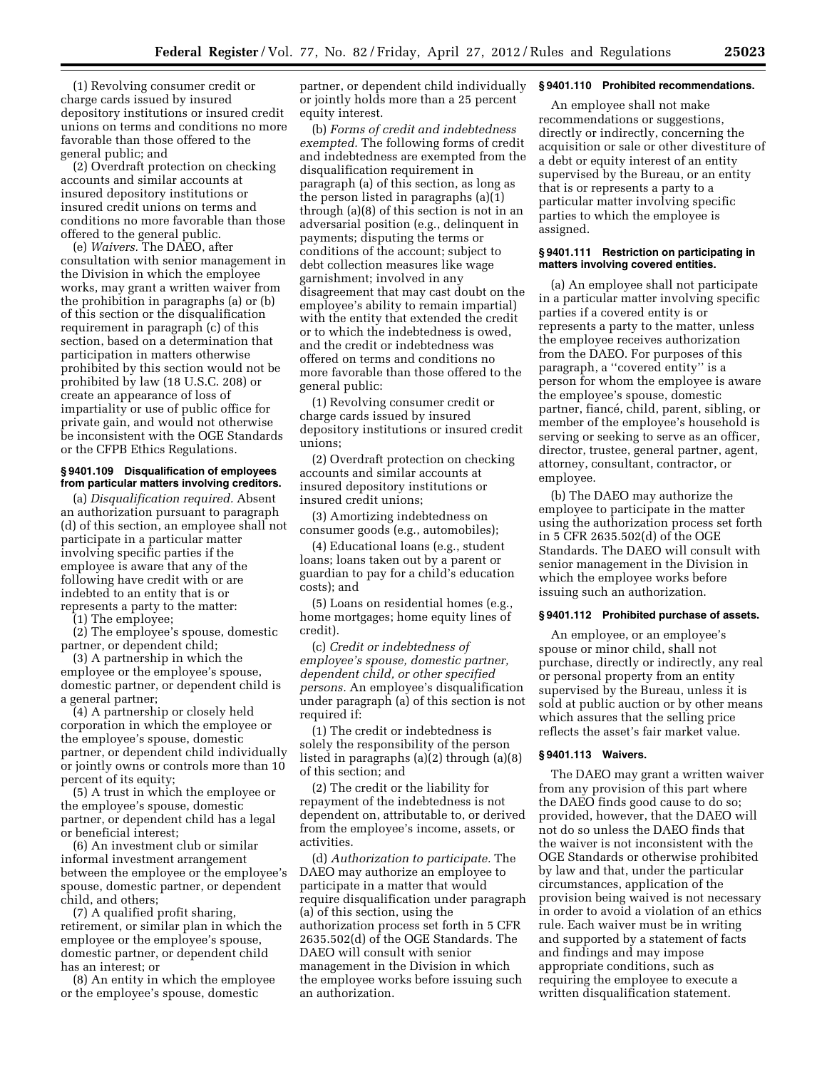(1) Revolving consumer credit or charge cards issued by insured depository institutions or insured credit unions on terms and conditions no more favorable than those offered to the general public; and

(2) Overdraft protection on checking accounts and similar accounts at insured depository institutions or insured credit unions on terms and conditions no more favorable than those offered to the general public.

(e) *Waivers.* The DAEO, after consultation with senior management in the Division in which the employee works, may grant a written waiver from the prohibition in paragraphs (a) or (b) of this section or the disqualification requirement in paragraph (c) of this section, based on a determination that participation in matters otherwise prohibited by this section would not be prohibited by law (18 U.S.C. 208) or create an appearance of loss of impartiality or use of public office for private gain, and would not otherwise be inconsistent with the OGE Standards or the CFPB Ethics Regulations.

#### § 9401.109 Disqualification of employees from particular matters involving creditors.

(a) *Disqualification required.* Absent an authorization pursuant to paragraph (d) of this section, an employee shall not participate in a particular matter involving specific parties if the employee is aware that any of the following have credit with or are indebted to an entity that is or represents a party to the matter:

(1) The employee;

(2) The employee's spouse, domestic partner, or dependent child;

(3) A partnership in which the employee or the employee's spouse, domestic partner, or dependent child is a general partner;

(4) A partnership or closely held corporation in which the employee or the employee's spouse, domestic partner, or dependent child individually or jointly owns or controls more than 10 percent of its equity;

(5) A trust in which the employee or the employee's spouse, domestic partner, or dependent child has a legal or beneficial interest;

(6) An investment club or similar informal investment arrangement between the employee or the employee's spouse, domestic partner, or dependent child, and others;

(7) A qualified profit sharing, retirement, or similar plan in which the employee or the employee's spouse, domestic partner, or dependent child has an interest; or

(8) An entity in which the employee or the employee's spouse, domestic partner, or dependent child individually or jointly holds more than a 25 percent equity interest.

(b) *Forms of credit and indebtedness exempted.* The following forms of credit and indebtedness are exempted from the disqualification requirement in paragraph (a) of this section, as long as the person listed in paragraphs (a)(1) through (a)(8) of this section is not in an adversarial position (e.g., delinquent in payments; disputing the terms or conditions of the account; subject to debt collection measures like wage garnishment; involved in any disagreement that may cast doubt on the employee's ability to remain impartial) with the entity that extended the credit or to which the indebtedness is owed, and the credit or indebtedness was offered on terms and conditions no more favorable than those offered to the general public:

(1) Revolving consumer credit or charge cards issued by insured depository institutions or insured credit unions;

(2) Overdraft protection on checking accounts and similar accounts at insured depository institutions or insured credit unions;

(3) Amortizing indebtedness on consumer goods (e.g., automobiles);

(4) Educational loans (e.g., student loans; loans taken out by a parent or guardian to pay for a child's education costs); and

(5) Loans on residential homes (e.g., home mortgages; home equity lines of credit).

(c) *Credit or indebtedness of employee's spouse, domestic partner, dependent child, or other specified persons.* An employee's disqualification under paragraph (a) of this section is not required if:

(1) The credit or indebtedness is solely the responsibility of the person listed in paragraphs (a)(2) through (a)(8) of this section; and

(2) The credit or the liability for repayment of the indebtedness is not dependent on, attributable to, or derived from the employee's income, assets, or activities.

(d) *Authorization to participate.* The DAEO may authorize an employee to participate in a matter that would require disqualification under paragraph (a) of this section, using the authorization process set forth in 5 CFR 2635.502(d) of the OGE Standards. The DAEO will consult with senior management in the Division in which the employee works before issuing such an authorization.

#### § 9401.110 Prohibited recommendations.

An employee shall not make recommendations or suggestions, directly or indirectly, concerning the acquisition or sale or other divestiture of a debt or equity interest of an entity supervised by the Bureau, or an entity that is or represents a party to a particular matter involving specific parties to which the employee is assigned.

#### § 9401.111 Restriction on participating in matters involving covered entities.

(a) An employee shall not participate in a particular matter involving specific parties if a covered entity is or represents a party to the matter, unless the employee receives authorization from the DAEO. For purposes of this paragraph, a "covered entity" is a person for whom the employee is aware the employee's spouse, domestic partner, fiancé, child, parent, sibling, or member of the employee's household is serving or seeking to serve as an officer, director, trustee, general partner, agent, attorney, consultant, contractor, or employee.

(b) The DAEO may authorize the employee to participate in the matter using the authorization process set forth in 5 CFR 2635.502(d) of the OGE Standards. The DAEO will consult with senior management in the Division in which the employee works before issuing such an authorization.

#### § 9401.112 Prohibited purchase of assets.

An employee, or an employee's spouse or minor child, shall not purchase, directly or indirectly, any real or personal property from an entity supervised by the Bureau, unless it is sold at public auction or by other means which assures that the selling price reflects the asset's fair market value.

#### § 9401.113 Waivers.

The DAEO may grant a written waiver from any provision of this part where the DAEO finds good cause to do so; provided, however, that the DAEO will not do so unless the DAEO finds that the waiver is not inconsistent with the OGE Standards or otherwise prohibited by law and that, under the particular circumstances, application of the provision being waived is not necessary in order to avoid a violation of an ethics rule. Each waiver must be in writing and supported by a statement of facts and findings and may impose appropriate conditions, such as requiring the employee to execute a written disqualification statement.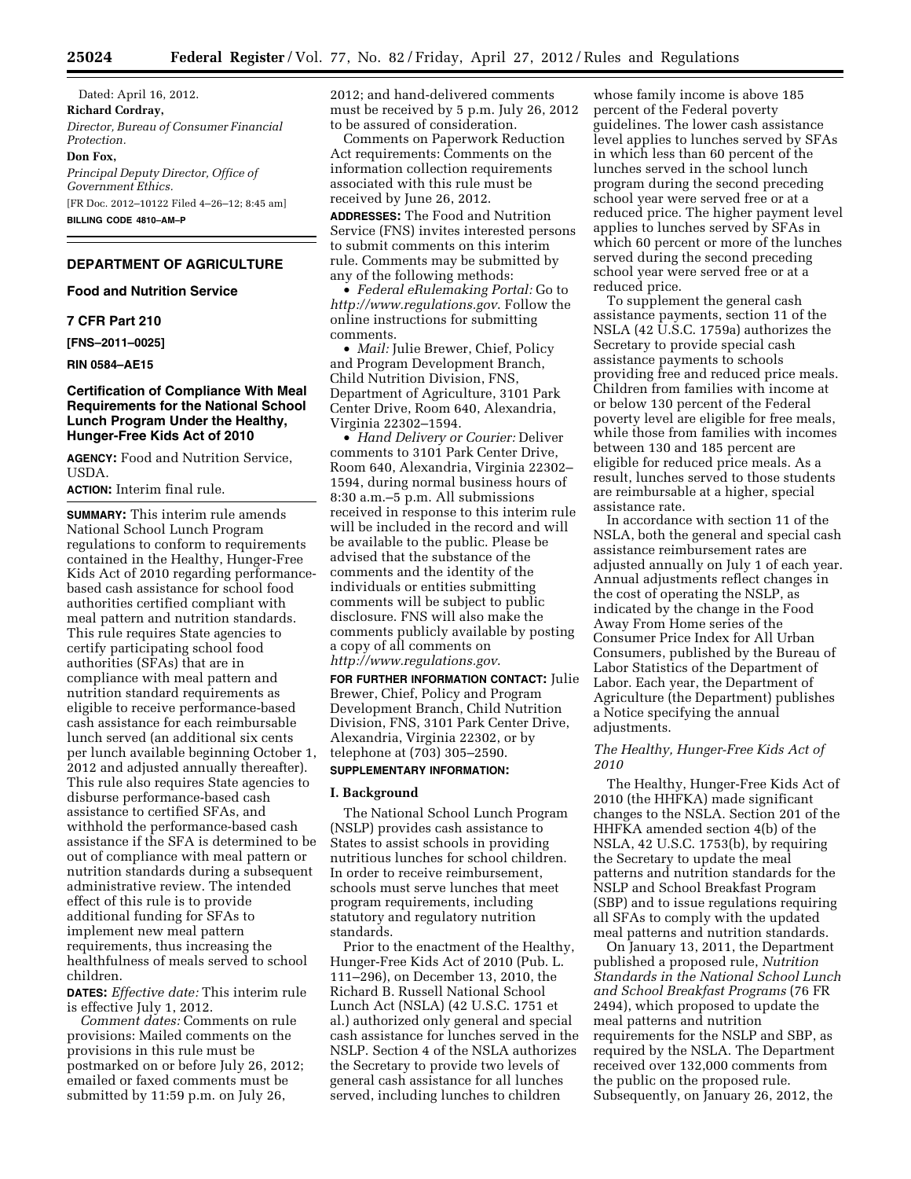Dated: April 16, 2012.

**Richard Cordray,**

*Director, Bureau of Consumer Financial Protection.*

**Don Fox,**

*Principal Deputy Director, Office of Government Ethics.*

[FR Doc. 2012–10122 Filed 4–26–12; 8:45 am]

**BILLING CODE 4810–AM–P**

---

## DEPARTMENT OF AGRICULTURE

### Food and Nutrition Service

### 7 CFR Part 210

**[FNS–2011–0025]**

**RIN 0584–AE15**

## Certification of Compliance With Meal Requirements for the National School Lunch Program Under the Healthy, Hunger-Free Kids Act of 2010

**AGENCY:** Food and Nutrition Service, USDA.

**ACTION:** Interim final rule.

**SUMMARY:** This interim rule amends National School Lunch Program regulations to conform to requirements contained in the Healthy, Hunger-Free Kids Act of 2010 regarding performance-based cash assistance for school food authorities certified compliant with meal pattern and nutrition standards. This rule requires State agencies to certify participating school food authorities (SFAs) that are in compliance with meal pattern and nutrition standard requirements as eligible to receive performance-based cash assistance for each reimbursable lunch served (an additional six cents per lunch available beginning October 1, 2012 and adjusted annually thereafter). This rule also requires State agencies to disburse performance-based cash assistance to certified SFAs, and withhold the performance-based cash assistance if the SFA is determined to be out of compliance with meal pattern or nutrition standards during a subsequent administrative review. The intended effect of this rule is to provide additional funding for SFAs to implement new meal pattern requirements, thus increasing the healthfulness of meals served to school children.

**DATES:** *Effective date:* This interim rule is effective July 1, 2012.

*Comment dates:* Comments on rule provisions: Mailed comments on the provisions in this rule must be postmarked on or before July 26, 2012; emailed or faxed comments must be submitted by 11:59 p.m. on July 26, 2012; and hand-delivered comments must be received by 5 p.m. July 26, 2012 to be assured of consideration.

Comments on Paperwork Reduction Act requirements: Comments on the information collection requirements associated with this rule must be received by June 26, 2012.

**ADDRESSES:** The Food and Nutrition Service (FNS) invites interested persons to submit comments on this interim rule. Comments may be submitted by any of the following methods:

- *Federal eRulemaking Portal:* Go to *http://www.regulations.gov*. Follow the online instructions for submitting comments.
- *Mail:* Julie Brewer, Chief, Policy and Program Development Branch, Child Nutrition Division, FNS, Department of Agriculture, 3101 Park Center Drive, Room 640, Alexandria, Virginia 22302–1594.
- *Hand Delivery or Courier:* Deliver comments to 3101 Park Center Drive, Room 640, Alexandria, Virginia 22302–1594, during normal business hours of 8:30 a.m.–5 p.m. All submissions received in response to this interim rule will be included in the record and will be available to the public. Please be advised that the substance of the comments and the identity of the individuals or entities submitting comments will be subject to public disclosure. FNS will also make the comments publicly available by posting a copy of all comments on *http://www.regulations.gov*.

**FOR FURTHER INFORMATION CONTACT:** Julie Brewer, Chief, Policy and Program Development Branch, Child Nutrition Division, FNS, 3101 Park Center Drive, Alexandria, Virginia 22302, or by telephone at (703) 305–2590.

**SUPPLEMENTARY INFORMATION:**

### I. Background

The National School Lunch Program (NSLP) provides cash assistance to States to assist schools in providing nutritious lunches for school children. In order to receive reimbursement, schools must serve lunches that meet program requirements, including statutory and regulatory nutrition standards.

Prior to the enactment of the Healthy, Hunger-Free Kids Act of 2010 (Pub. L. 111–296), on December 13, 2010, the Richard B. Russell National School Lunch Act (NSLA) (42 U.S.C. 1751 et al.) authorized only general and special cash assistance for lunches served in the NSLP. Section 4 of the NSLA authorizes the Secretary to provide two levels of general cash assistance for all lunches served, including lunches to children whose family income is above 185 percent of the Federal poverty guidelines. The lower cash assistance level applies to lunches served by SFAs in which less than 60 percent of the lunches served in the school lunch program during the second preceding school year were served free or at a reduced price. The higher payment level applies to lunches served by SFAs in which 60 percent or more of the lunches served during the second preceding school year were served free or at a reduced price.

To supplement the general cash assistance payments, section 11 of the NSLA (42 U.S.C. 1759a) authorizes the Secretary to provide special cash assistance payments to schools providing free and reduced price meals. Children from families with income at or below 130 percent of the Federal poverty level are eligible for free meals, while those from families with incomes between 130 and 185 percent are eligible for reduced price meals. As a result, lunches served to those students are reimbursable at a higher, special assistance rate.

In accordance with section 11 of the NSLA, both the general and special cash assistance reimbursement rates are adjusted annually on July 1 of each year. Annual adjustments reflect changes in the cost of operating the NSLP, as indicated by the change in the Food Away From Home series of the Consumer Price Index for All Urban Consumers, published by the Bureau of Labor Statistics of the Department of Labor. Each year, the Department of Agriculture (the Department) publishes a Notice specifying the annual adjustments.

#### *The Healthy, Hunger-Free Kids Act of 2010*

The Healthy, Hunger-Free Kids Act of 2010 (the HHFKA) made significant changes to the NSLA. Section 201 of the HHFKA amended section 4(b) of the NSLA, 42 U.S.C. 1753(b), by requiring the Secretary to update the meal patterns and nutrition standards for the NSLP and School Breakfast Program (SBP) and to issue regulations requiring all SFAs to comply with the updated meal patterns and nutrition standards.

On January 13, 2011, the Department published a proposed rule, *Nutrition Standards in the National School Lunch and School Breakfast Programs* (76 FR 2494), which proposed to update the meal patterns and nutrition requirements for the NSLP and SBP, as required by the NSLA. The Department received over 132,000 comments from the public on the proposed rule. Subsequently, on January 26, 2012, the